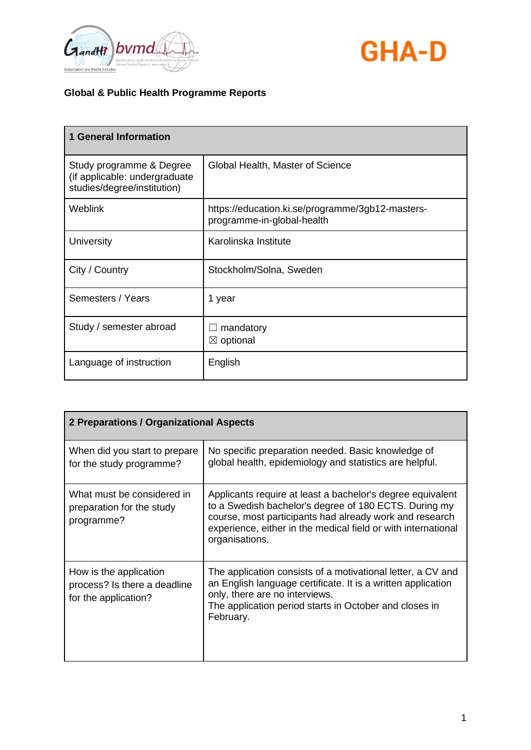**Global & Public Health Programme Reports**

| 1 General Information | |
|---|---|
| Study programme & Degree (if applicable: undergraduate studies/degree/institution) | Global Health, Master of Science |
| Weblink | https://education.ki.se/programme/3gb12-masters-programme-in-global-health |
| University | Karolinska Institute |
| City / Country | Stockholm/Solna, Sweden |
| Semesters / Years | 1 year |
| Study / semester abroad | ☐ mandatory<br>☒ optional |
| Language of instruction | English |

| 2 Preparations / Organizational Aspects | |
|---|---|
| When did you start to prepare for the study programme? | No specific preparation needed. Basic knowledge of global health, epidemiology and statistics are helpful. |
| What must be considered in preparation for the study programme? | Applicants require at least a bachelor's degree equivalent to a Swedish bachelor's degree of 180 ECTS. During my course, most participants had already work and research experience, either in the medical field or with international organisations. |
| How is the application process? Is there a deadline for the application? | The application consists of a motivational letter, a CV and an English language certificate. It is a written application only, there are no interviews.<br>The application period starts in October and closes in February. |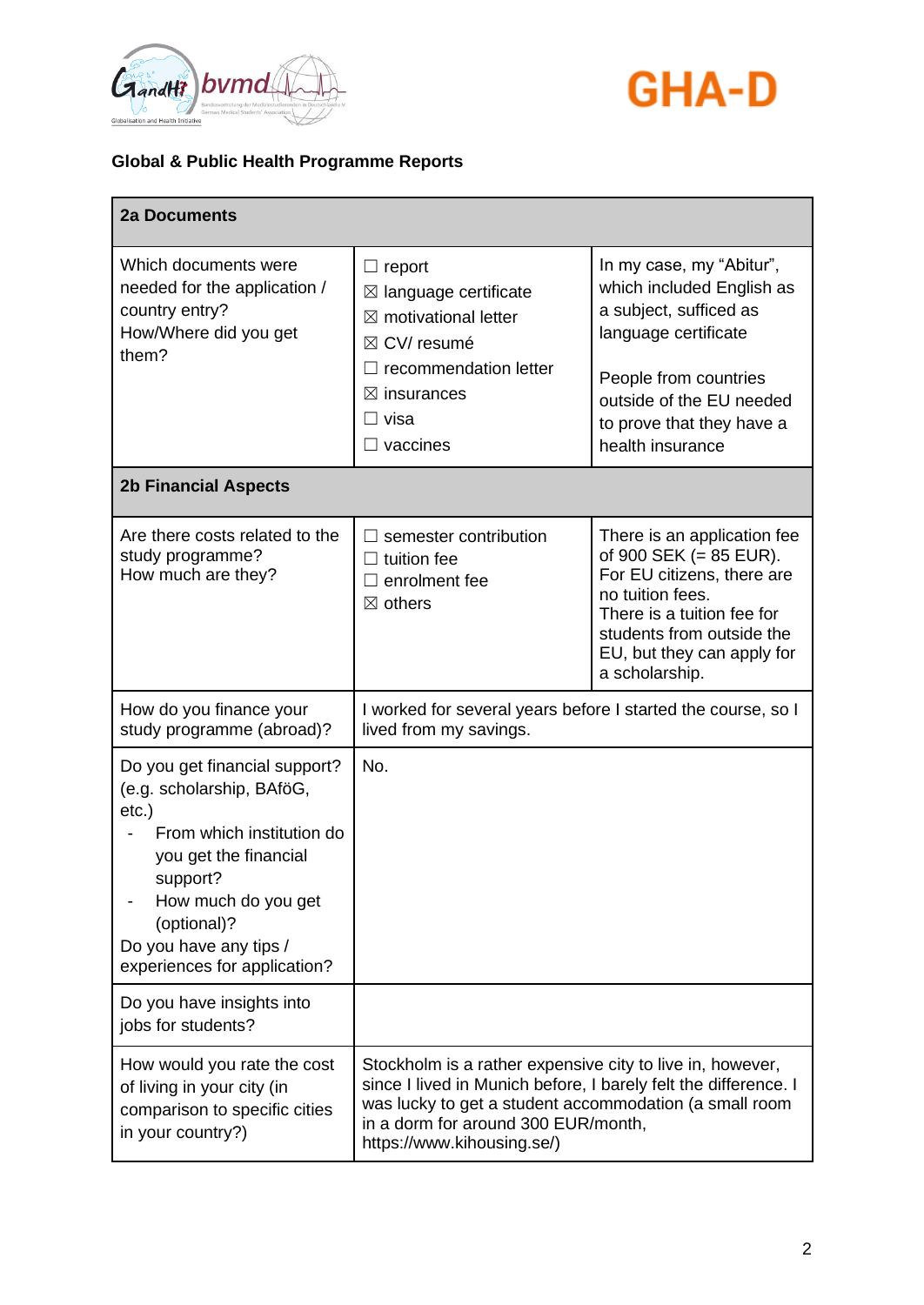**Global & Public Health Programme Reports**

| 2a Documents | | |
|---|---|---|
| Which documents were needed for the application / country entry?<br>How/Where did you get them? | ☐ report<br>☒ language certificate<br>☒ motivational letter<br>☒ CV/ resumé<br>☐ recommendation letter<br>☒ insurances<br>☐ visa<br>☐ vaccines | In my case, my “Abitur”, which included English as a subject, sufficed as language certificate<br><br>People from countries outside of the EU needed to prove that they have a health insurance |
| **2b Financial Aspects** | | |
| Are there costs related to the study programme?<br>How much are they? | ☐ semester contribution<br>☐ tuition fee<br>☐ enrolment fee<br>☒ others | There is an application fee of 900 SEK (= 85 EUR).<br>For EU citizens, there are no tuition fees.<br>There is a tuition fee for students from outside the EU, but they can apply for a scholarship. |
| How do you finance your study programme (abroad)? | I worked for several years before I started the course, so I lived from my savings. | |
| Do you get financial support? (e.g. scholarship, BAföG, etc.)<br>- From which institution do you get the financial support?<br>- How much do you get (optional)?<br>Do you have any tips / experiences for application? | No. | |
| Do you have insights into jobs for students? | | |
| How would you rate the cost of living in your city (in comparison to specific cities in your country?) | Stockholm is a rather expensive city to live in, however, since I lived in Munich before, I barely felt the difference. I was lucky to get a student accommodation (a small room in a dorm for around 300 EUR/month, https://www.kihousing.se/) | |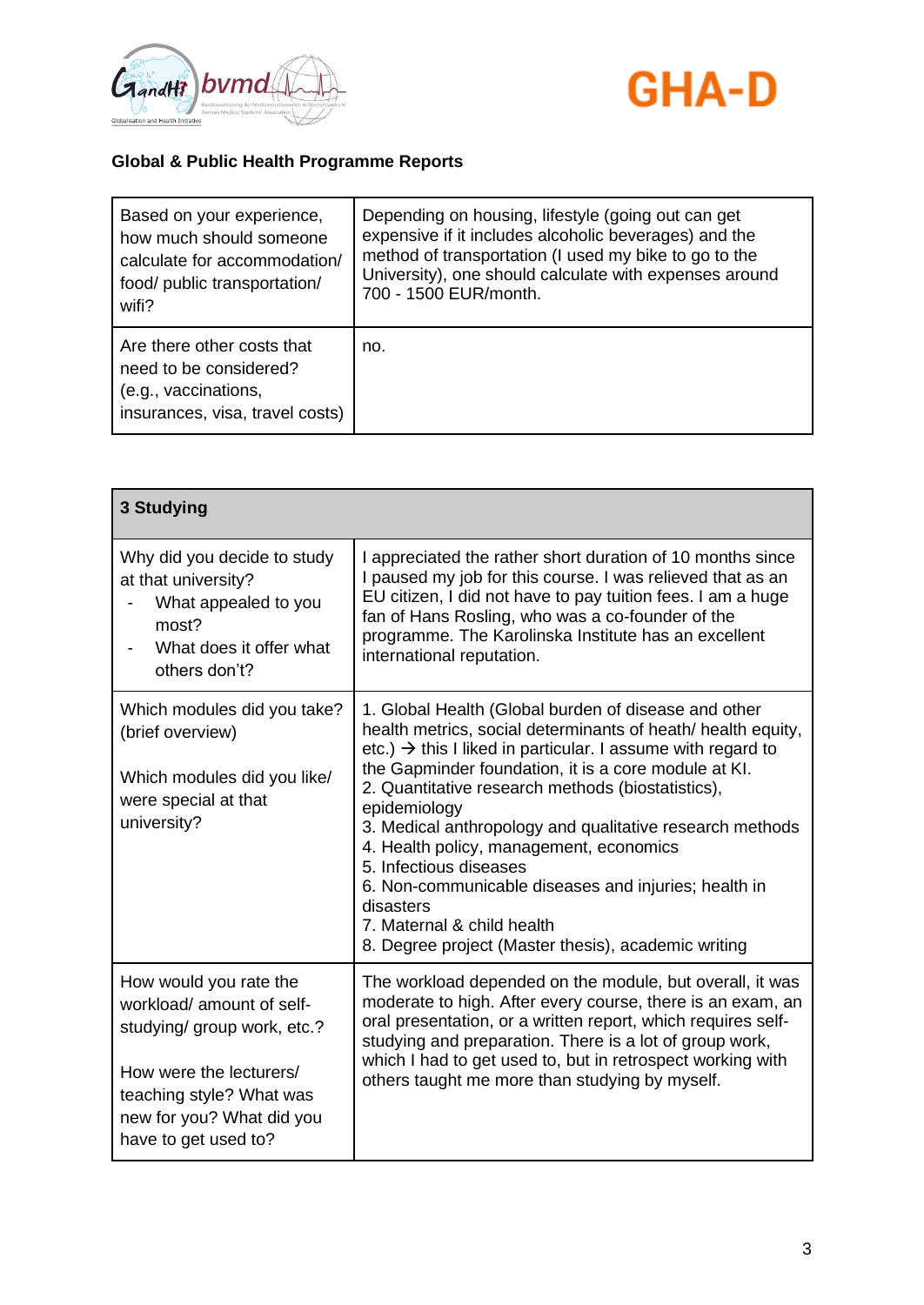**Global & Public Health Programme Reports**

| Based on your experience, how much should someone calculate for accommodation/ food/ public transportation/ wifi? | Depending on housing, lifestyle (going out can get expensive if it includes alcoholic beverages) and the method of transportation (I used my bike to go to the University), one should calculate with expenses around 700 - 1500 EUR/month. |
|---|---|
| Are there other costs that need to be considered? (e.g., vaccinations, insurances, visa, travel costs) | no. |

| 3 Studying | |
|---|---|
| Why did you decide to study at that university?<br>- What appealed to you most?<br>- What does it offer what others don't? | I appreciated the rather short duration of 10 months since I paused my job for this course. I was relieved that as an EU citizen, I did not have to pay tuition fees. I am a huge fan of Hans Rosling, who was a co-founder of the programme. The Karolinska Institute has an excellent international reputation. |
| Which modules did you take? (brief overview)<br><br>Which modules did you like/ were special at that university? | 1. Global Health (Global burden of disease and other health metrics, social determinants of heath/ health equity, etc.) → this I liked in particular. I assume with regard to the Gapminder foundation, it is a core module at KI.<br>2. Quantitative research methods (biostatistics), epidemiology<br>3. Medical anthropology and qualitative research methods<br>4. Health policy, management, economics<br>5. Infectious diseases<br>6. Non-communicable diseases and injuries; health in disasters<br>7. Maternal & child health<br>8. Degree project (Master thesis), academic writing |
| How would you rate the workload/ amount of self-studying/ group work, etc.?<br><br>How were the lecturers/ teaching style? What was new for you? What did you have to get used to? | The workload depended on the module, but overall, it was moderate to high. After every course, there is an exam, an oral presentation, or a written report, which requires self-studying and preparation. There is a lot of group work, which I had to get used to, but in retrospect working with others taught me more than studying by myself. |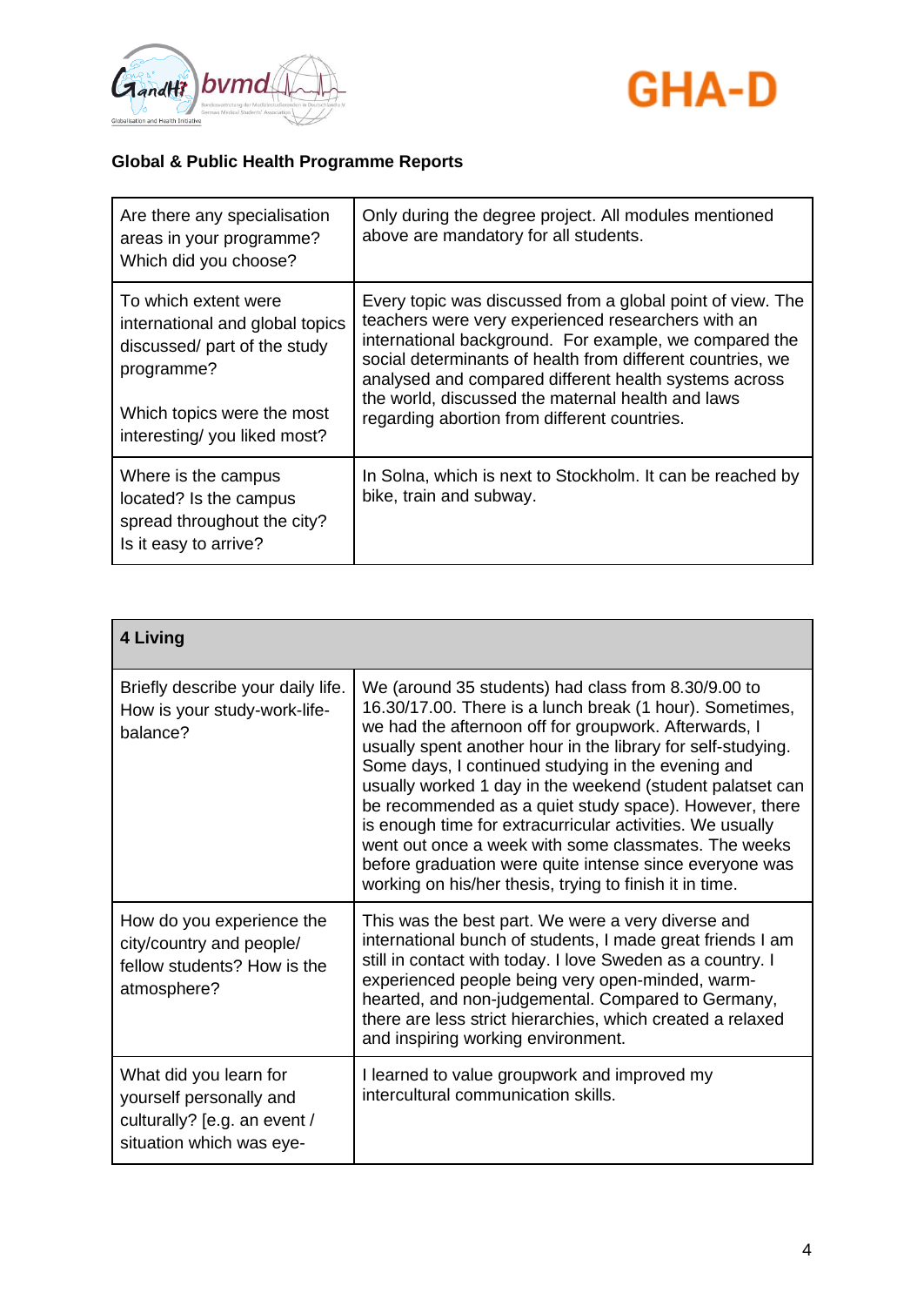**Global & Public Health Programme Reports**

| | |
|---|---|
| Are there any specialisation areas in your programme? Which did you choose? | Only during the degree project. All modules mentioned above are mandatory for all students. |
| To which extent were international and global topics discussed/ part of the study programme?<br><br>Which topics were the most interesting/ you liked most? | Every topic was discussed from a global point of view. The teachers were very experienced researchers with an international background. For example, we compared the social determinants of health from different countries, we analysed and compared different health systems across the world, discussed the maternal health and laws regarding abortion from different countries. |
| Where is the campus located? Is the campus spread throughout the city? Is it easy to arrive? | In Solna, which is next to Stockholm. It can be reached by bike, train and subway. |

| **4 Living** | |
|---|---|
| Briefly describe your daily life. How is your study-work-life-balance? | We (around 35 students) had class from 8.30/9.00 to 16.30/17.00. There is a lunch break (1 hour). Sometimes, we had the afternoon off for groupwork. Afterwards, I usually spent another hour in the library for self-studying. Some days, I continued studying in the evening and usually worked 1 day in the weekend (student palatset can be recommended as a quiet study space). However, there is enough time for extracurricular activities. We usually went out once a week with some classmates. The weeks before graduation were quite intense since everyone was working on his/her thesis, trying to finish it in time. |
| How do you experience the city/country and people/ fellow students? How is the atmosphere? | This was the best part. We were a very diverse and international bunch of students, I made great friends I am still in contact with today. I love Sweden as a country. I experienced people being very open-minded, warm-hearted, and non-judgemental. Compared to Germany, there are less strict hierarchies, which created a relaxed and inspiring working environment. |
| What did you learn for yourself personally and culturally? [e.g. an event / situation which was eye- | I learned to value groupwork and improved my intercultural communication skills. |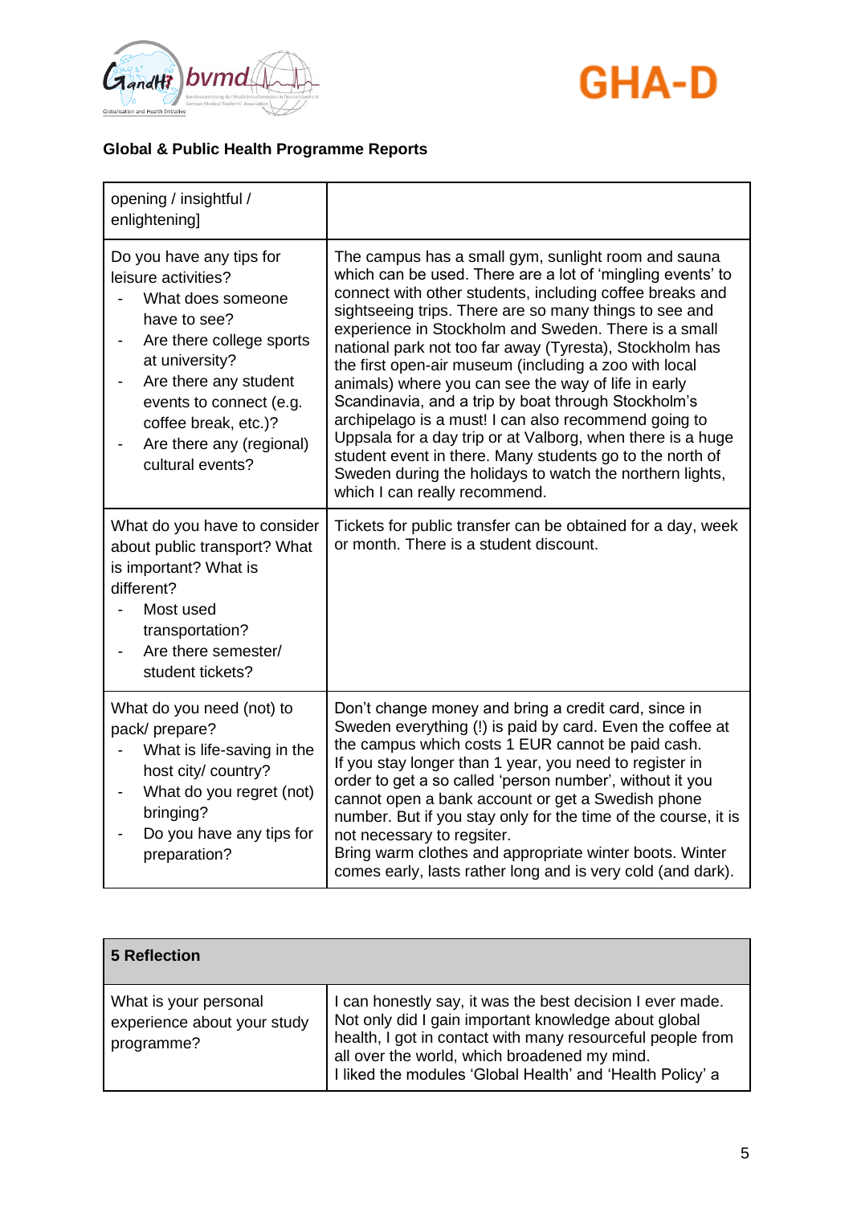**Global & Public Health Programme Reports**

| | |
|---|---|
| opening / insightful / enlightening] | |
| Do you have any tips for leisure activities?<br>- What does someone have to see?<br>- Are there college sports at university?<br>- Are there any student events to connect (e.g. coffee break, etc.)?<br>- Are there any (regional) cultural events? | The campus has a small gym, sunlight room and sauna which can be used. There are a lot of 'mingling events' to connect with other students, including coffee breaks and sightseeing trips. There are so many things to see and experience in Stockholm and Sweden. There is a small national park not too far away (Tyresta), Stockholm has the first open-air museum (including a zoo with local animals) where you can see the way of life in early Scandinavia, and a trip by boat through Stockholm's archipelago is a must! I can also recommend going to Uppsala for a day trip or at Valborg, when there is a huge student event in there. Many students go to the north of Sweden during the holidays to watch the northern lights, which I can really recommend. |
| What do you have to consider about public transport? What is important? What is different?<br>- Most used transportation?<br>- Are there semester/ student tickets? | Tickets for public transfer can be obtained for a day, week or month. There is a student discount. |
| What do you need (not) to pack/ prepare?<br>- What is life-saving in the host city/ country?<br>- What do you regret (not) bringing?<br>- Do you have any tips for preparation? | Don't change money and bring a credit card, since in Sweden everything (!) is paid by card. Even the coffee at the campus which costs 1 EUR cannot be paid cash.<br>If you stay longer than 1 year, you need to register in order to get a so called 'person number', without it you cannot open a bank account or get a Swedish phone number. But if you stay only for the time of the course, it is not necessary to regsiter.<br>Bring warm clothes and appropriate winter boots. Winter comes early, lasts rather long and is very cold (and dark). |

| **5 Reflection** | |
|---|---|
| What is your personal experience about your study programme? | I can honestly say, it was the best decision I ever made. Not only did I gain important knowledge about global health, I got in contact with many resourceful people from all over the world, which broadened my mind.<br>I liked the modules 'Global Health' and 'Health Policy' a |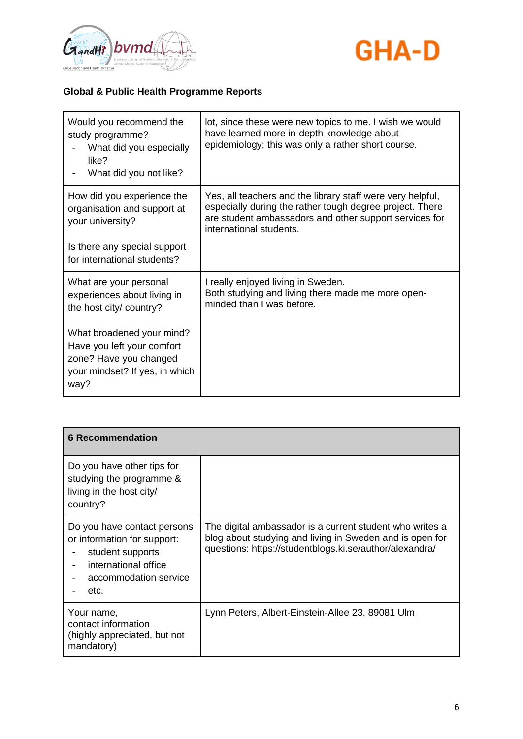**Global & Public Health Programme Reports**

| | |
|---|---|
| Would you recommend the study programme?<br>- What did you especially like?<br>- What did you not like? | lot, since these were new topics to me. I wish we would have learned more in-depth knowledge about epidemiology; this was only a rather short course. |
| How did you experience the organisation and support at your university?<br><br>Is there any special support for international students? | Yes, all teachers and the library staff were very helpful, especially during the rather tough degree project. There are student ambassadors and other support services for international students. |
| What are your personal experiences about living in the host city/ country?<br><br>What broadened your mind? Have you left your comfort zone? Have you changed your mindset? If yes, in which way? | I really enjoyed living in Sweden.<br>Both studying and living there made me more open-minded than I was before. |

| **6 Recommendation** | |
|---|---|
| Do you have other tips for studying the programme & living in the host city/ country? | |
| Do you have contact persons or information for support:<br>- student supports<br>- international office<br>- accommodation service<br>- etc. | The digital ambassador is a current student who writes a blog about studying and living in Sweden and is open for questions: https://studentblogs.ki.se/author/alexandra/ |
| Your name,<br>contact information<br>(highly appreciated, but not mandatory) | Lynn Peters, Albert-Einstein-Allee 23, 89081 Ulm |